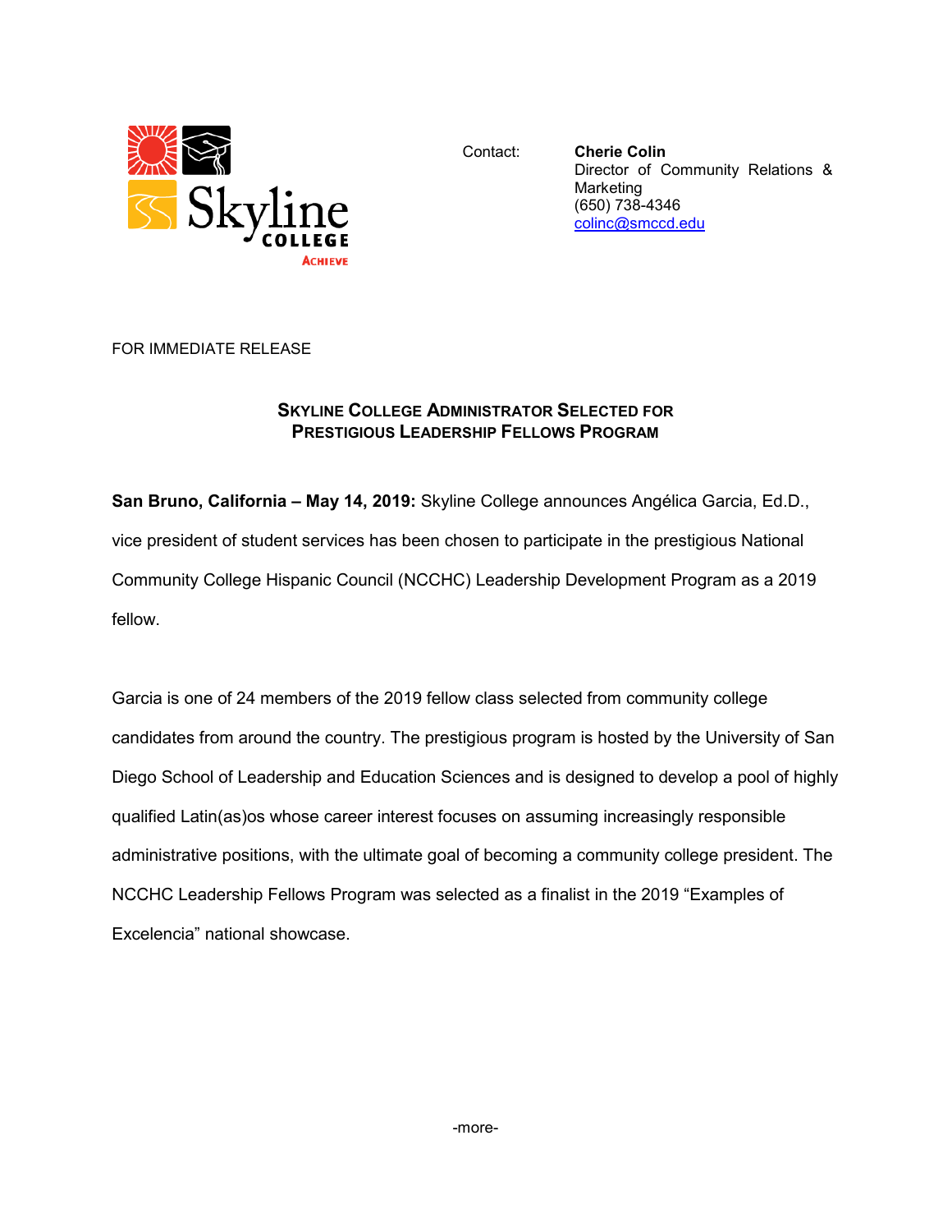Contact: **Cherie Colin**
Director of Community Relations & Marketing
(650) 738-4346
colinc@smccd.edu

FOR IMMEDIATE RELEASE

## Skyline College Administrator Selected for Prestigious Leadership Fellows Program

**San Bruno, California – May 14, 2019:** Skyline College announces Angélica Garcia, Ed.D., vice president of student services has been chosen to participate in the prestigious National Community College Hispanic Council (NCCHC) Leadership Development Program as a 2019 fellow.

Garcia is one of 24 members of the 2019 fellow class selected from community college candidates from around the country. The prestigious program is hosted by the University of San Diego School of Leadership and Education Sciences and is designed to develop a pool of highly qualified Latin(as)os whose career interest focuses on assuming increasingly responsible administrative positions, with the ultimate goal of becoming a community college president. The NCCHC Leadership Fellows Program was selected as a finalist in the 2019 "Examples of Excelencia" national showcase.

-more-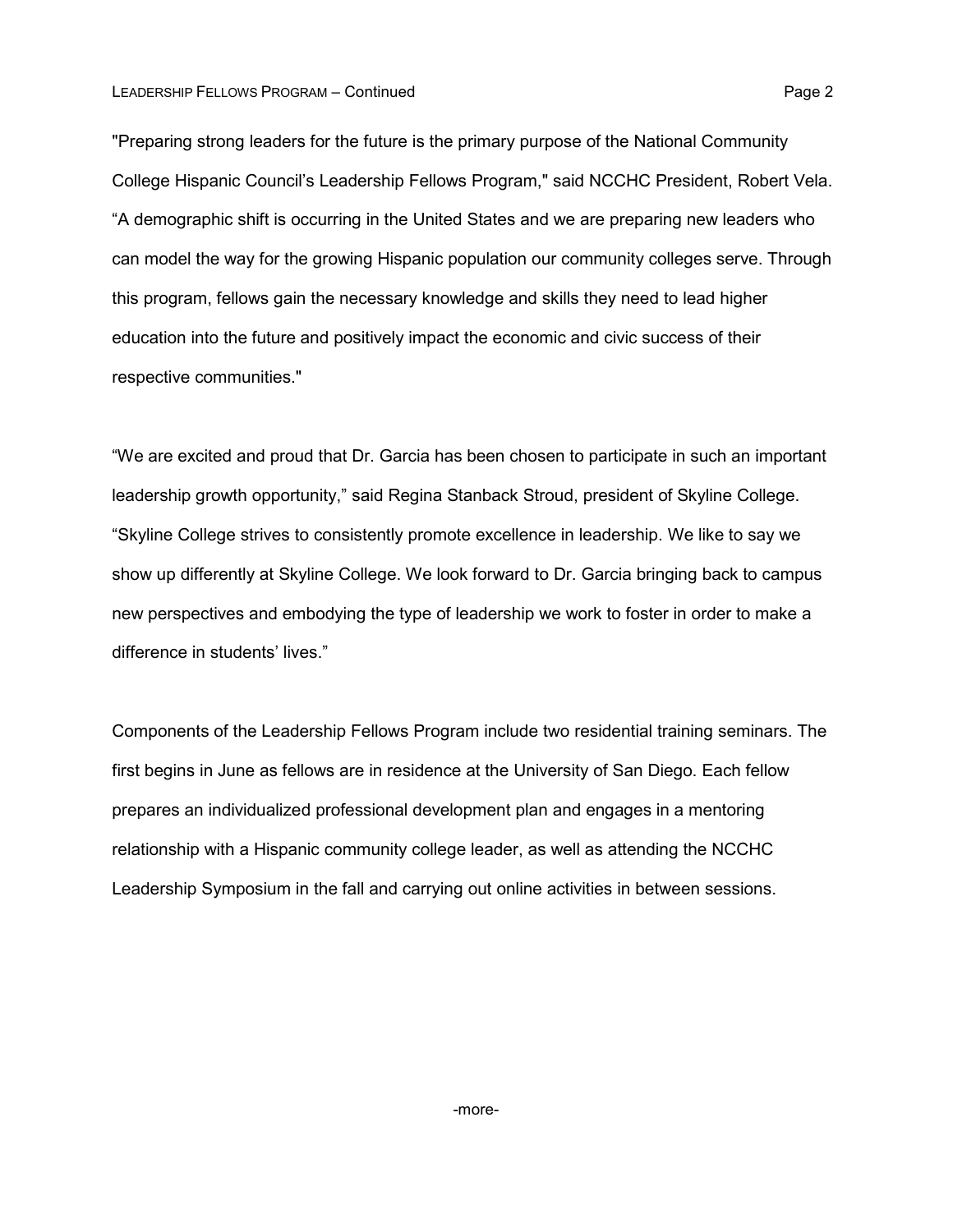"Preparing strong leaders for the future is the primary purpose of the National Community College Hispanic Council's Leadership Fellows Program," said NCCHC President, Robert Vela. "A demographic shift is occurring in the United States and we are preparing new leaders who can model the way for the growing Hispanic population our community colleges serve. Through this program, fellows gain the necessary knowledge and skills they need to lead higher education into the future and positively impact the economic and civic success of their respective communities."

"We are excited and proud that Dr. Garcia has been chosen to participate in such an important leadership growth opportunity," said Regina Stanback Stroud, president of Skyline College. "Skyline College strives to consistently promote excellence in leadership. We like to say we show up differently at Skyline College. We look forward to Dr. Garcia bringing back to campus new perspectives and embodying the type of leadership we work to foster in order to make a difference in students' lives."

Components of the Leadership Fellows Program include two residential training seminars. The first begins in June as fellows are in residence at the University of San Diego. Each fellow prepares an individualized professional development plan and engages in a mentoring relationship with a Hispanic community college leader, as well as attending the NCCHC Leadership Symposium in the fall and carrying out online activities in between sessions.

-more-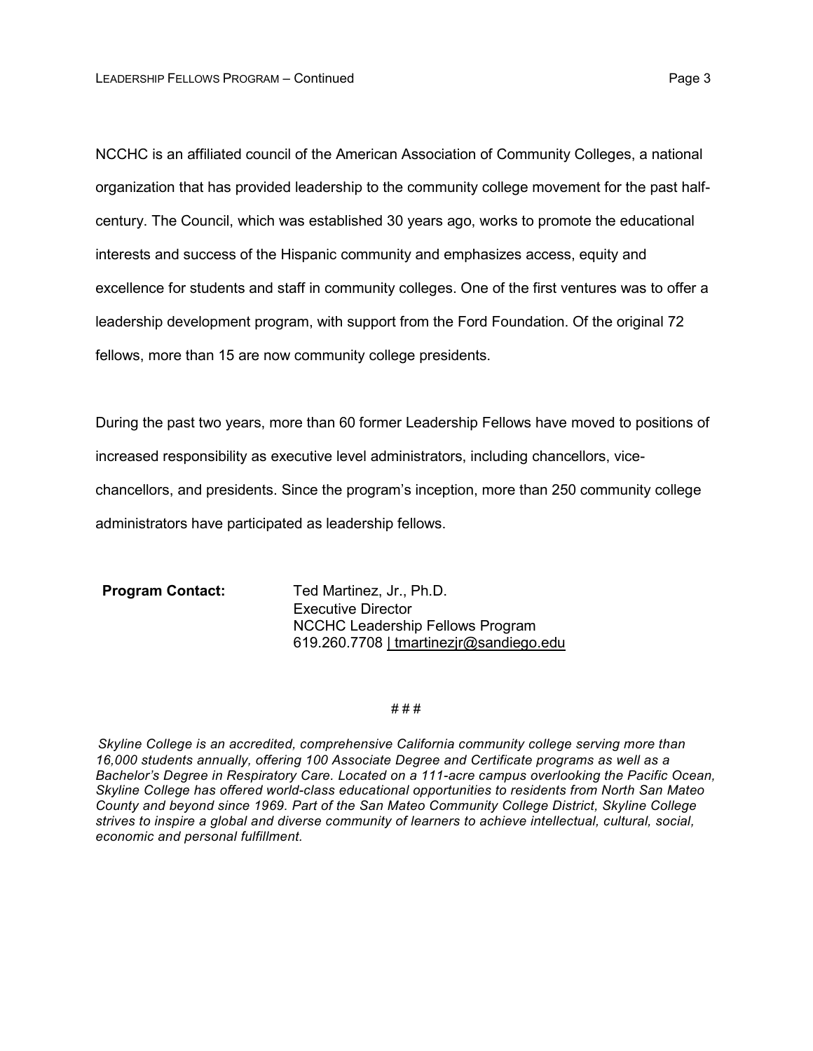NCCHC is an affiliated council of the American Association of Community Colleges, a national organization that has provided leadership to the community college movement for the past half-century. The Council, which was established 30 years ago, works to promote the educational interests and success of the Hispanic community and emphasizes access, equity and excellence for students and staff in community colleges. One of the first ventures was to offer a leadership development program, with support from the Ford Foundation. Of the original 72 fellows, more than 15 are now community college presidents.

During the past two years, more than 60 former Leadership Fellows have moved to positions of increased responsibility as executive level administrators, including chancellors, vice-chancellors, and presidents. Since the program's inception, more than 250 community college administrators have participated as leadership fellows.

**Program Contact:**

Ted Martinez, Jr., Ph.D.
Executive Director
NCCHC Leadership Fellows Program
619.260.7708 | tmartinezjr@sandiego.edu

# # #

*Skyline College is an accredited, comprehensive California community college serving more than 16,000 students annually, offering 100 Associate Degree and Certificate programs as well as a Bachelor's Degree in Respiratory Care. Located on a 111-acre campus overlooking the Pacific Ocean, Skyline College has offered world-class educational opportunities to residents from North San Mateo County and beyond since 1969. Part of the San Mateo Community College District, Skyline College strives to inspire a global and diverse community of learners to achieve intellectual, cultural, social, economic and personal fulfillment.*